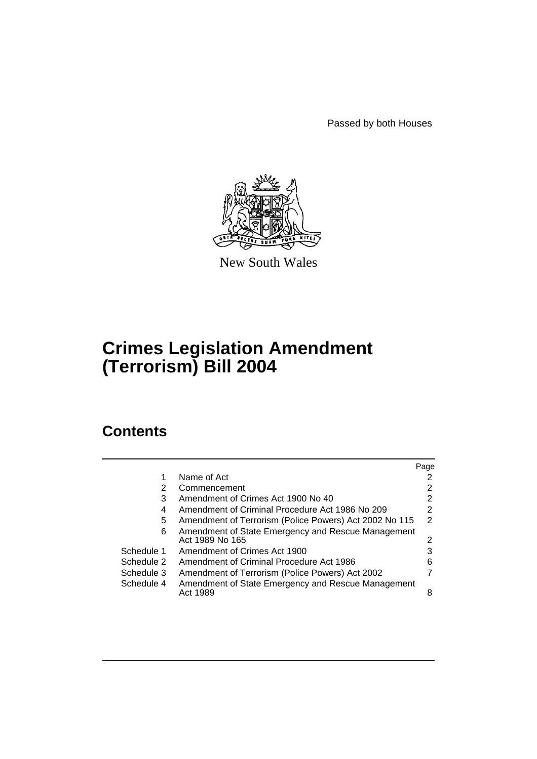Passed by both Houses

New South Wales

# Crimes Legislation Amendment (Terrorism) Bill 2004

## Contents

| | | Page |
|---|---|---|
| 1 | Name of Act | 2 |
| 2 | Commencement | 2 |
| 3 | Amendment of Crimes Act 1900 No 40 | 2 |
| 4 | Amendment of Criminal Procedure Act 1986 No 209 | 2 |
| 5 | Amendment of Terrorism (Police Powers) Act 2002 No 115 | 2 |
| 6 | Amendment of State Emergency and Rescue Management Act 1989 No 165 | 2 |
| Schedule 1 | Amendment of Crimes Act 1900 | 3 |
| Schedule 2 | Amendment of Criminal Procedure Act 1986 | 6 |
| Schedule 3 | Amendment of Terrorism (Police Powers) Act 2002 | 7 |
| Schedule 4 | Amendment of State Emergency and Rescue Management Act 1989 | 8 |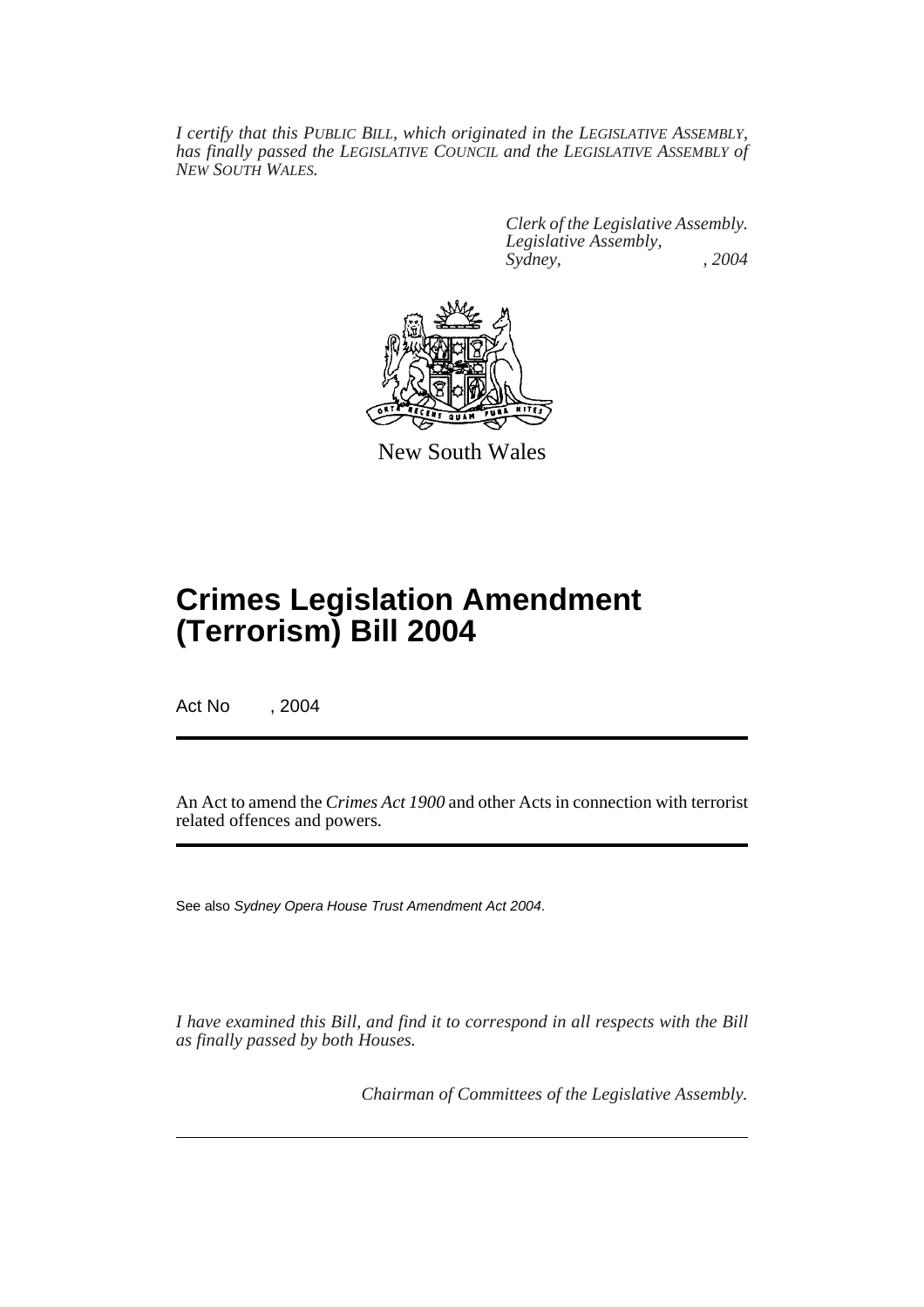*I certify that this PUBLIC BILL, which originated in the LEGISLATIVE ASSEMBLY, has finally passed the LEGISLATIVE COUNCIL and the LEGISLATIVE ASSEMBLY of NEW SOUTH WALES.*

*Clerk of the Legislative Assembly.*
*Legislative Assembly,*
*Sydney, , 2004*

New South Wales

# Crimes Legislation Amendment (Terrorism) Bill 2004

Act No , 2004

An Act to amend the *Crimes Act 1900* and other Acts in connection with terrorist related offences and powers.

See also *Sydney Opera House Trust Amendment Act 2004*.

*I have examined this Bill, and find it to correspond in all respects with the Bill as finally passed by both Houses.*

*Chairman of Committees of the Legislative Assembly.*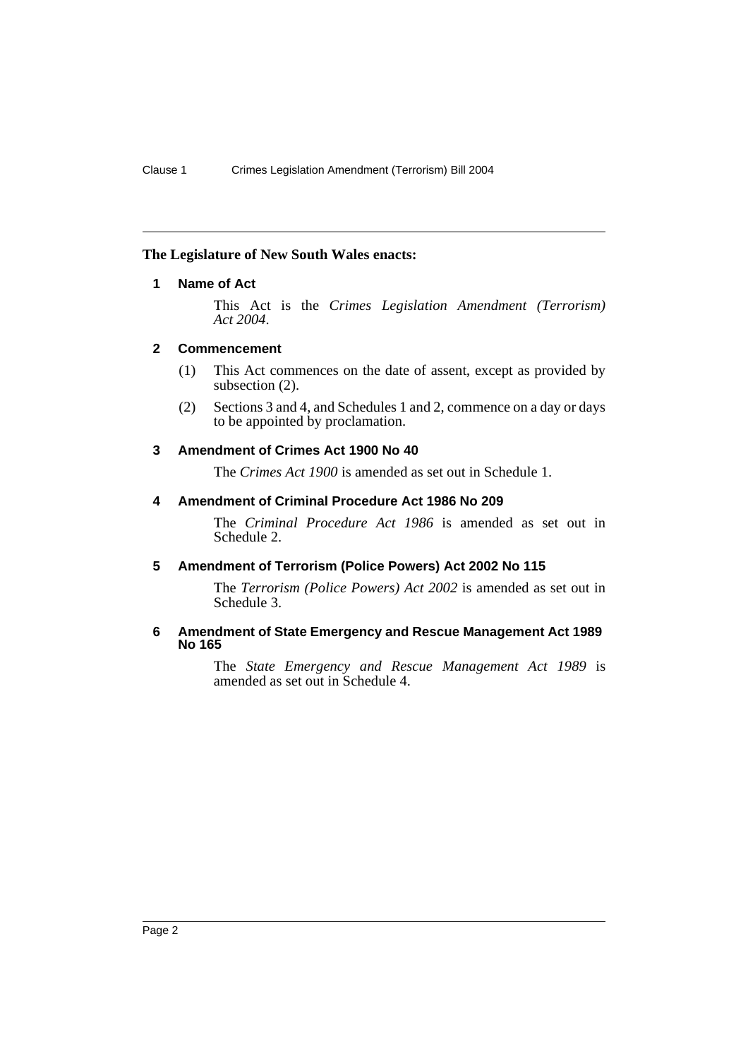**The Legislature of New South Wales enacts:**

## 1 Name of Act

This Act is the *Crimes Legislation Amendment (Terrorism) Act 2004*.

## 2 Commencement

(1) This Act commences on the date of assent, except as provided by subsection (2).

(2) Sections 3 and 4, and Schedules 1 and 2, commence on a day or days to be appointed by proclamation.

## 3 Amendment of Crimes Act 1900 No 40

The *Crimes Act 1900* is amended as set out in Schedule 1.

## 4 Amendment of Criminal Procedure Act 1986 No 209

The *Criminal Procedure Act 1986* is amended as set out in Schedule 2.

## 5 Amendment of Terrorism (Police Powers) Act 2002 No 115

The *Terrorism (Police Powers) Act 2002* is amended as set out in Schedule 3.

## 6 Amendment of State Emergency and Rescue Management Act 1989 No 165

The *State Emergency and Rescue Management Act 1989* is amended as set out in Schedule 4.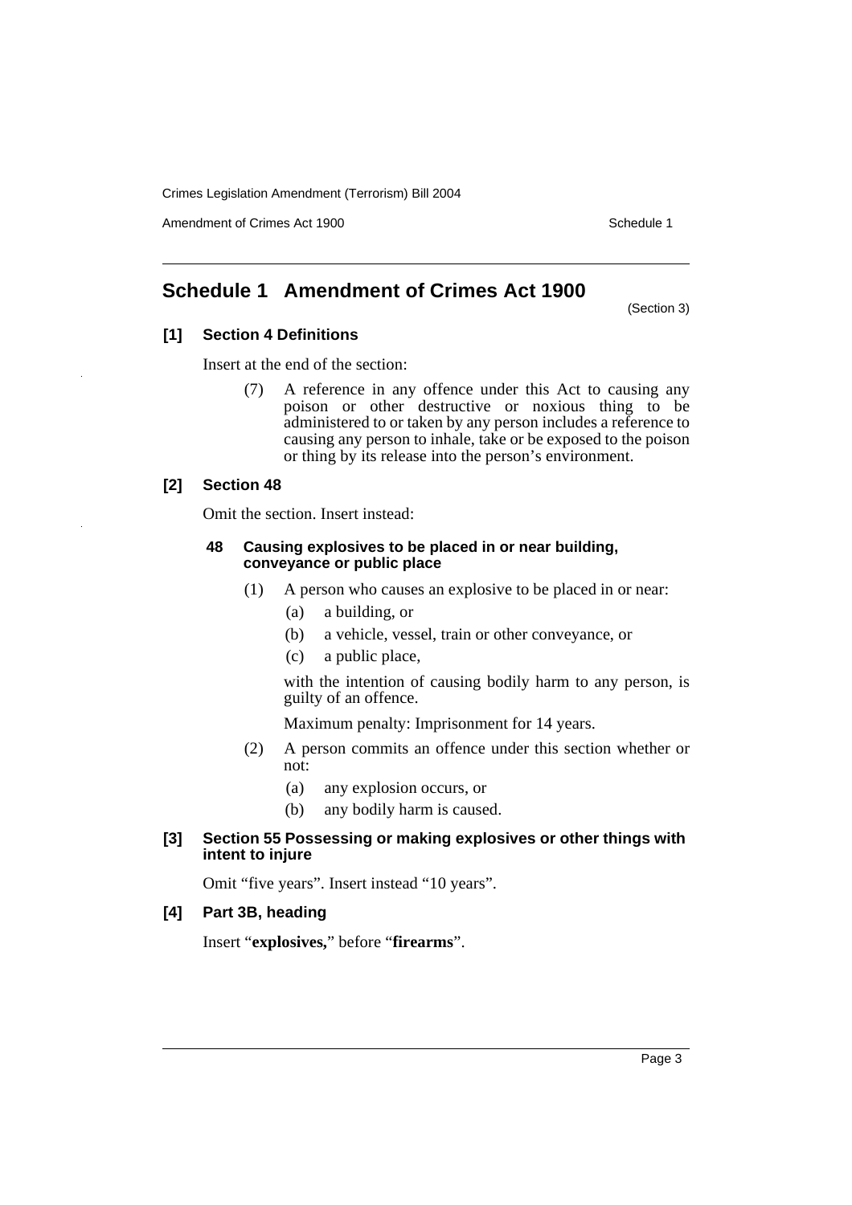# Schedule 1 Amendment of Crimes Act 1900

(Section 3)

### [1] Section 4 Definitions

Insert at the end of the section:

(7) A reference in any offence under this Act to causing any poison or other destructive or noxious thing to be administered to or taken by any person includes a reference to causing any person to inhale, take or be exposed to the poison or thing by its release into the person's environment.

### [2] Section 48

Omit the section. Insert instead:

#### 48 Causing explosives to be placed in or near building, conveyance or public place

(1) A person who causes an explosive to be placed in or near:

(a) a building, or

(b) a vehicle, vessel, train or other conveyance, or

(c) a public place,

with the intention of causing bodily harm to any person, is guilty of an offence.

Maximum penalty: Imprisonment for 14 years.

(2) A person commits an offence under this section whether or not:

(a) any explosion occurs, or

(b) any bodily harm is caused.

### [3] Section 55 Possessing or making explosives or other things with intent to injure

Omit "five years". Insert instead "10 years".

### [4] Part 3B, heading

Insert "**explosives,**" before "**firearms**".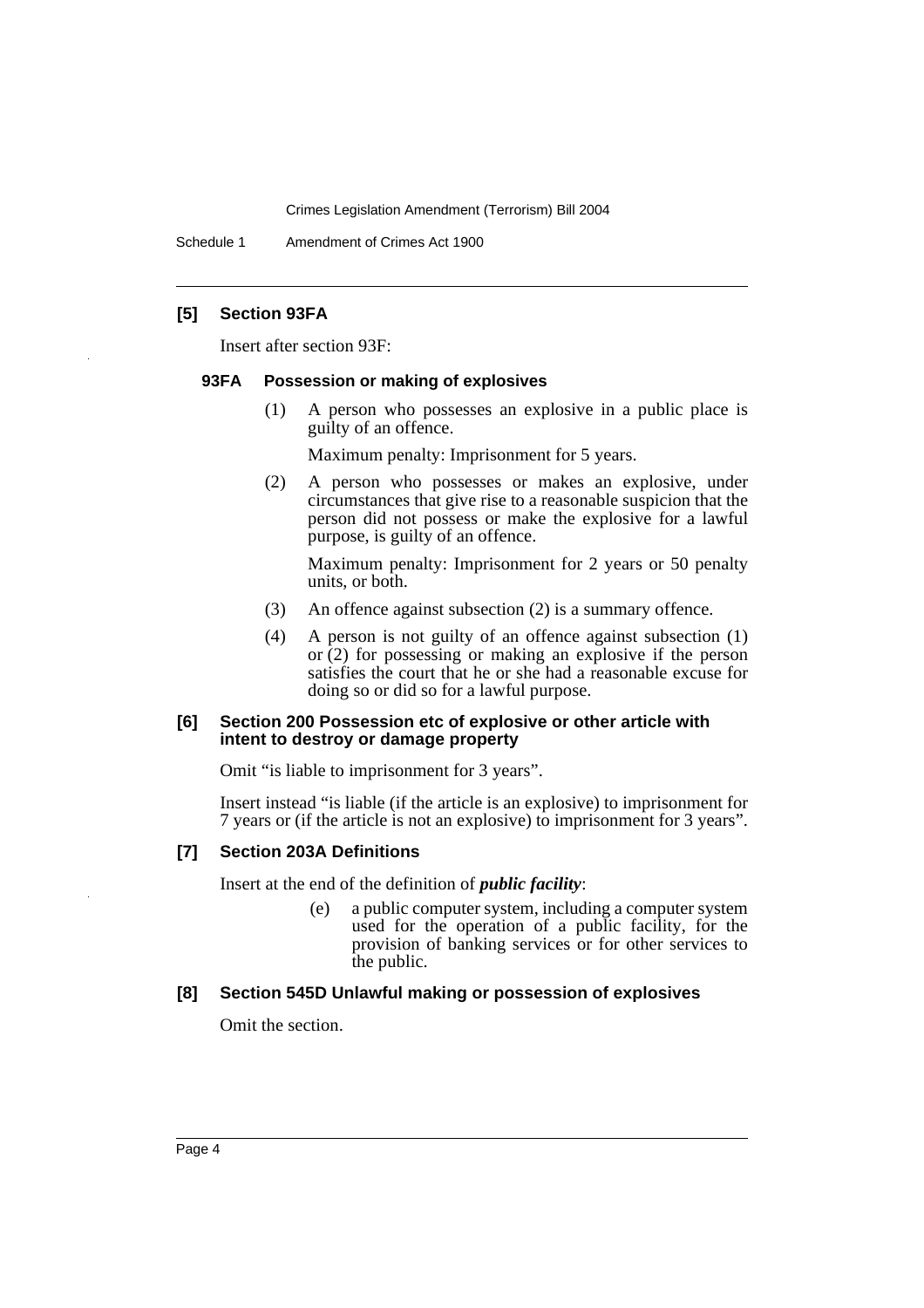### [5] Section 93FA

Insert after section 93F:

#### 93FA Possession or making of explosives

(1) A person who possesses an explosive in a public place is guilty of an offence.

Maximum penalty: Imprisonment for 5 years.

(2) A person who possesses or makes an explosive, under circumstances that give rise to a reasonable suspicion that the person did not possess or make the explosive for a lawful purpose, is guilty of an offence.

Maximum penalty: Imprisonment for 2 years or 50 penalty units, or both.

(3) An offence against subsection (2) is a summary offence.

(4) A person is not guilty of an offence against subsection (1) or (2) for possessing or making an explosive if the person satisfies the court that he or she had a reasonable excuse for doing so or did so for a lawful purpose.

### [6] Section 200 Possession etc of explosive or other article with intent to destroy or damage property

Omit "is liable to imprisonment for 3 years".

Insert instead "is liable (if the article is an explosive) to imprisonment for 7 years or (if the article is not an explosive) to imprisonment for 3 years".

### [7] Section 203A Definitions

Insert at the end of the definition of ***public facility***:

(e) a public computer system, including a computer system used for the operation of a public facility, for the provision of banking services or for other services to the public.

### [8] Section 545D Unlawful making or possession of explosives

Omit the section.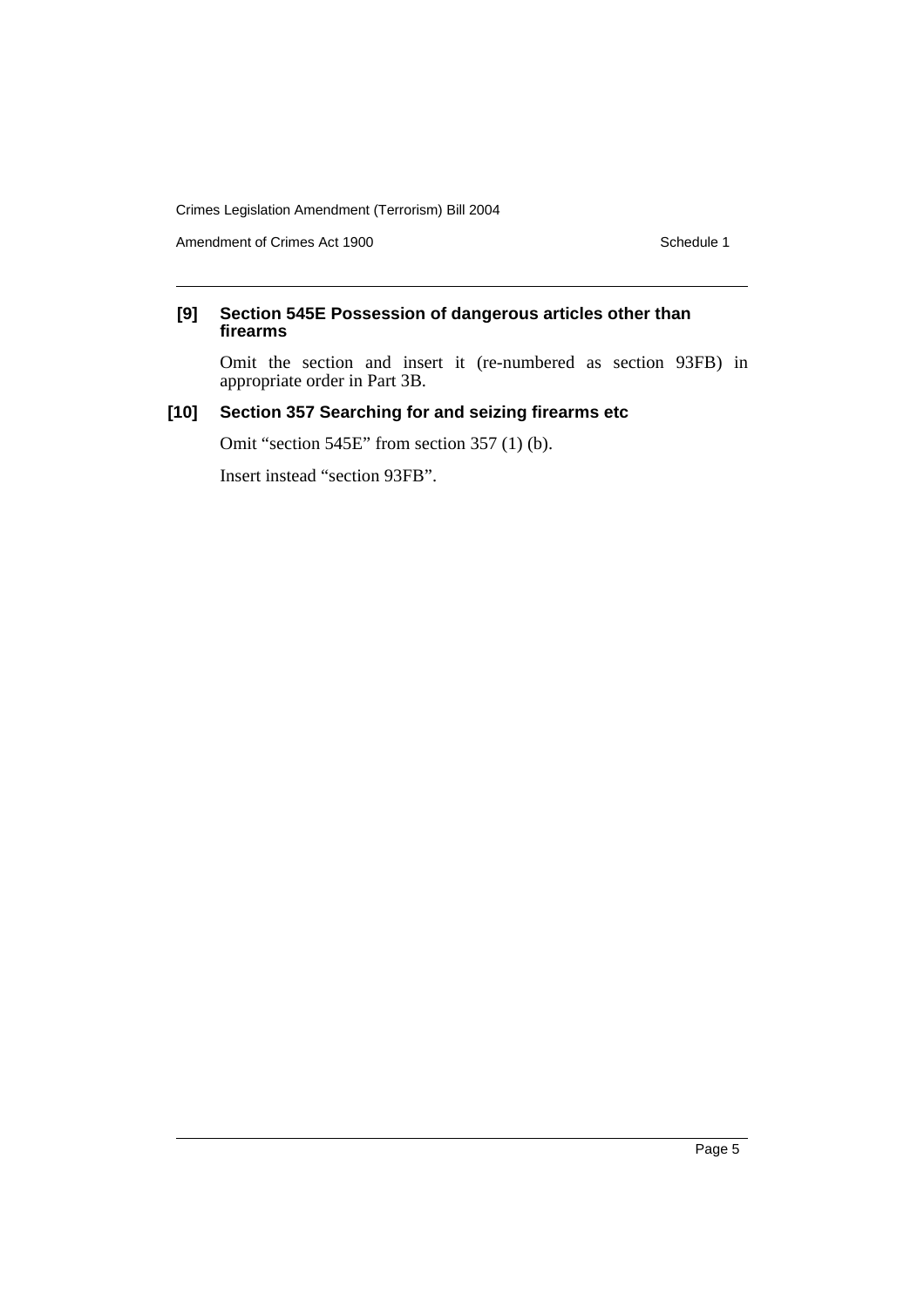**[9] Section 545E Possession of dangerous articles other than firearms**

Omit the section and insert it (re-numbered as section 93FB) in appropriate order in Part 3B.

**[10] Section 357 Searching for and seizing firearms etc**

Omit "section 545E" from section 357 (1) (b).

Insert instead "section 93FB".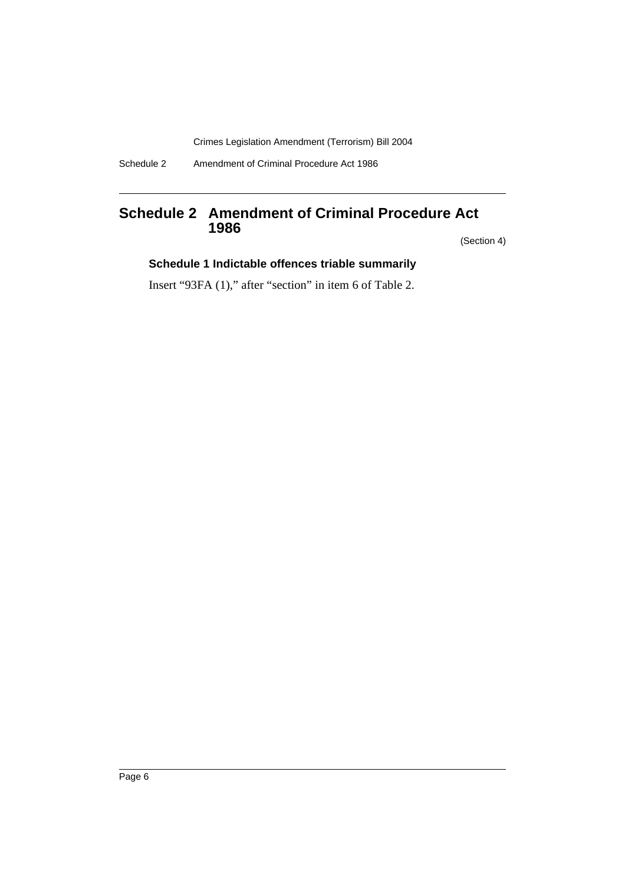## Schedule 2 Amendment of Criminal Procedure Act 1986

(Section 4)

### Schedule 1 Indictable offences triable summarily

Insert "93FA (1)," after "section" in item 6 of Table 2.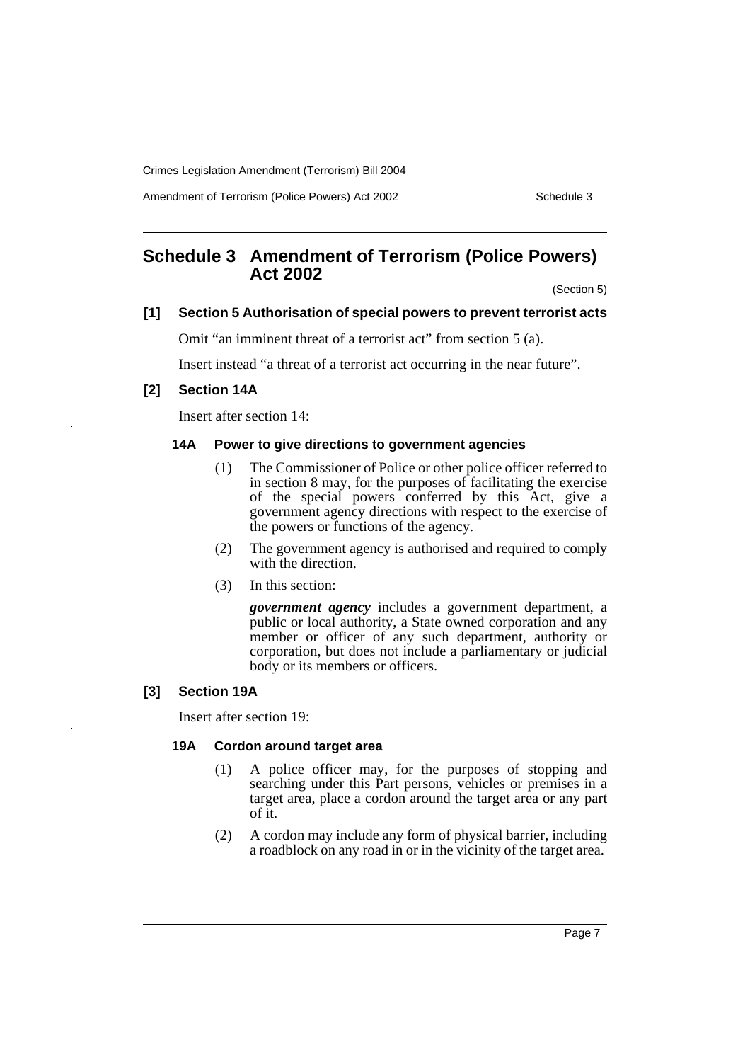## Schedule 3 Amendment of Terrorism (Police Powers) Act 2002

(Section 5)

### [1] Section 5 Authorisation of special powers to prevent terrorist acts

Omit "an imminent threat of a terrorist act" from section 5 (a).

Insert instead "a threat of a terrorist act occurring in the near future".

### [2] Section 14A

Insert after section 14:

#### 14A Power to give directions to government agencies

(1) The Commissioner of Police or other police officer referred to in section 8 may, for the purposes of facilitating the exercise of the special powers conferred by this Act, give a government agency directions with respect to the exercise of the powers or functions of the agency.

(2) The government agency is authorised and required to comply with the direction.

(3) In this section:

***government agency*** includes a government department, a public or local authority, a State owned corporation and any member or officer of any such department, authority or corporation, but does not include a parliamentary or judicial body or its members or officers.

### [3] Section 19A

Insert after section 19:

#### 19A Cordon around target area

(1) A police officer may, for the purposes of stopping and searching under this Part persons, vehicles or premises in a target area, place a cordon around the target area or any part of it.

(2) A cordon may include any form of physical barrier, including a roadblock on any road in or in the vicinity of the target area.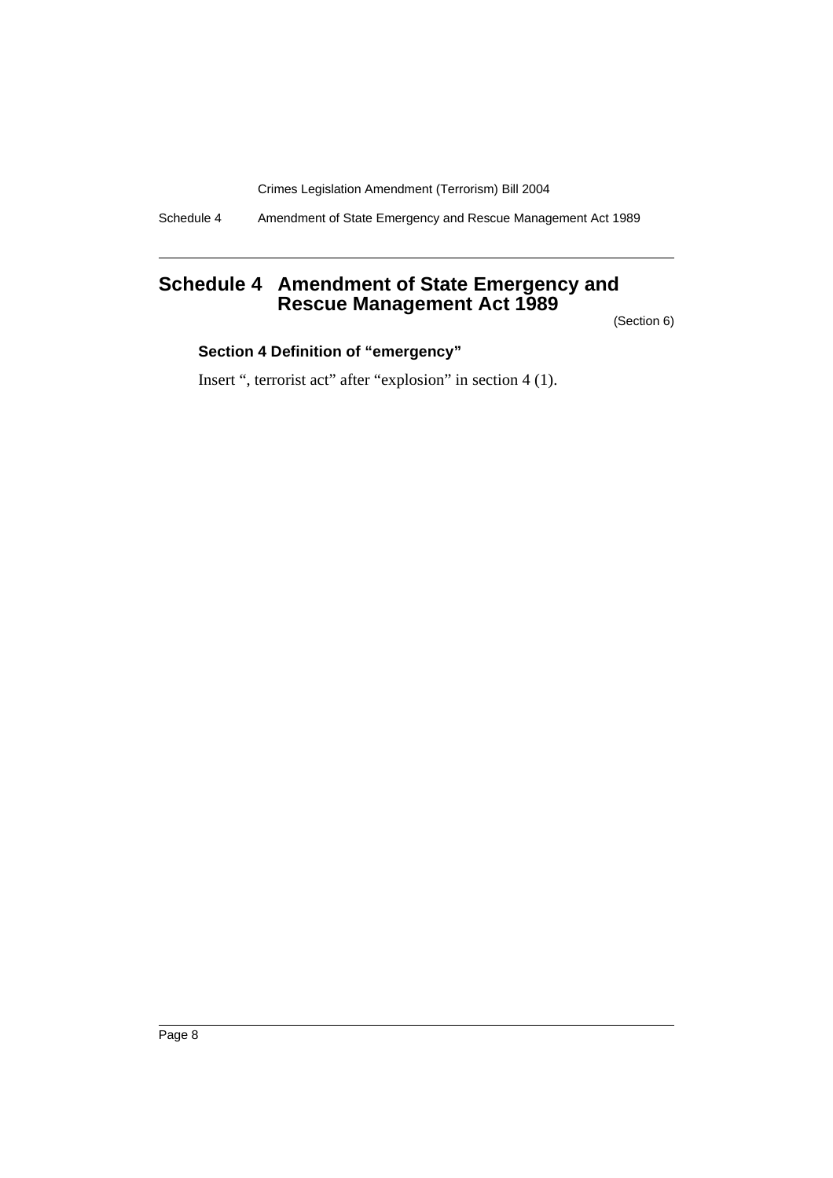## Schedule 4 Amendment of State Emergency and Rescue Management Act 1989

(Section 6)

### Section 4 Definition of "emergency"

Insert ", terrorist act" after "explosion" in section 4 (1).